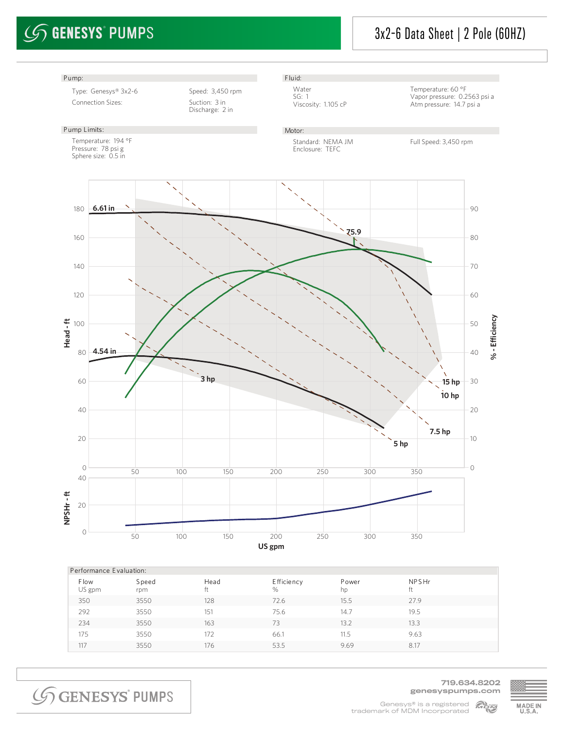# GENESYS® PUMPS

## 3x2-6 Data Sheet | 2 Pole (60HZ)

**Pump:**

Type: Genesys® 3x2-6
Connection Sizes:
Speed: 3,450 rpm
Suction: 3 in
Discharge: 2 in

**Fluid:**

Water
SG: 1
Viscosity: 1.105 cP
Temperature: 60 °F
Vapor pressure: 0.2563 psi a
Atm pressure: 14.7 psi a

**Pump Limits:**

Temperature: 194 °F
Pressure: 78 psi g
Sphere size: 0.5 in

**Motor:**

Standard: NEMA JM
Enclosure: TEFC
Full Speed: 3,450 rpm

**Performance Evaluation:**

| Flow<br>US gpm | Speed<br>rpm | Head<br>ft | Efficiency<br>% | Power<br>hp | NPSHr<br>ft |
|---|---|---|---|---|---|
| 350 | 3550 | 128 | 72.6 | 15.5 | 27.9 |
| 292 | 3550 | 151 | 75.6 | 14.7 | 19.5 |
| 234 | 3550 | 163 | 73 | 13.2 | 13.3 |
| 175 | 3550 | 172 | 66.1 | 11.5 | 9.63 |
| 117 | 3550 | 176 | 53.5 | 9.69 | 8.17 |

719.634.8202
genesyspumps.com

Genesys® is a registered trademark of MDM Incorporated

MADE IN U.S.A.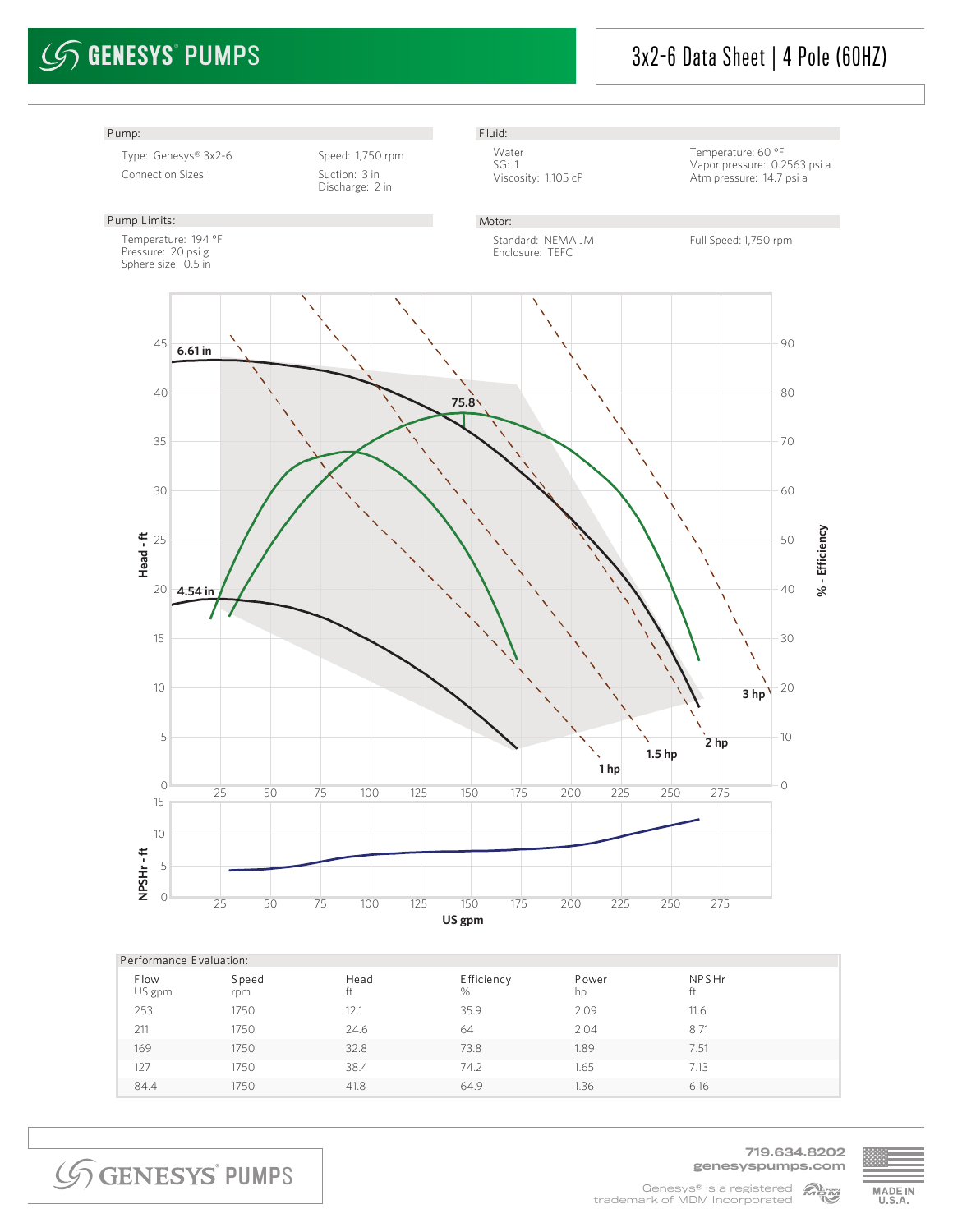# 3x2-6 Data Sheet | 4 Pole (60HZ)

**Pump:**

Type: Genesys® 3x2-6
Connection Sizes:
Speed: 1,750 rpm
Suction: 3 in
Discharge: 2 in

**Fluid:**

Water
SG: 1
Viscosity: 1.105 cP
Temperature: 60 °F
Vapor pressure: 0.2563 psi a
Atm pressure: 14.7 psi a

**Pump Limits:**

Temperature: 194 °F
Pressure: 20 psi g
Sphere size: 0.5 in

**Motor:**

Standard: NEMA JM
Enclosure: TEFC
Full Speed: 1,750 rpm

**Performance Evaluation:**

| Flow<br>US gpm | Speed<br>rpm | Head<br>ft | Efficiency<br>% | Power<br>hp | NPSHr<br>ft |
|---|---|---|---|---|---|
| 253 | 1750 | 12.1 | 35.9 | 2.09 | 11.6 |
| 211 | 1750 | 24.6 | 64 | 2.04 | 8.71 |
| 169 | 1750 | 32.8 | 73.8 | 1.89 | 7.51 |
| 127 | 1750 | 38.4 | 74.2 | 1.65 | 7.13 |
| 84.4 | 1750 | 41.8 | 64.9 | 1.36 | 6.16 |

719.634.8202
genesyspumps.com

Genesys® is a registered trademark of MDM Incorporated

MADE IN U.S.A.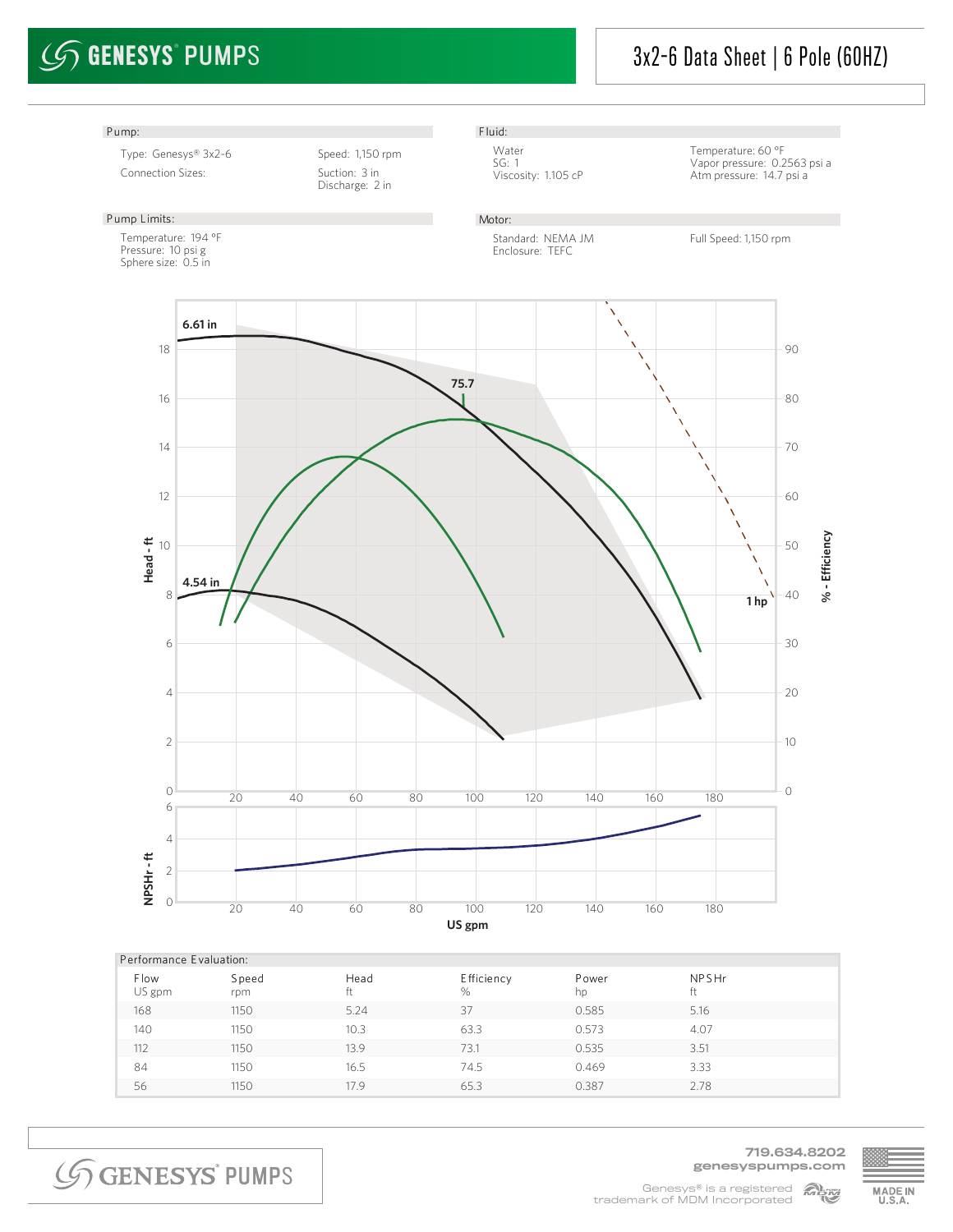# GENESYS® PUMPS

## 3x2-6 Data Sheet | 6 Pole (60HZ)

**Pump:**

Type: Genesys® 3x2-6
Connection Sizes:

Speed: 1,150 rpm
Suction: 3 in
Discharge: 2 in

**Fluid:**

Water
SG: 1
Viscosity: 1.105 cP

Temperature: 60 °F
Vapor pressure: 0.2563 psi a
Atm pressure: 14.7 psi a

**Pump Limits:**

Temperature: 194 °F
Pressure: 10 psi g
Sphere size: 0.5 in

**Motor:**

Standard: NEMA JM
Enclosure: TEFC

Full Speed: 1,150 rpm

6.61 in
4.54 in
75.7
1 hp
Head - ft
% - Efficiency
NPSHr - ft
US gpm
0 2 4 6 8 10 12 14 16 18
0 10 20 30 40 50 60 70 80 90
20 40 60 80 100 120 140 160 180
0 2 4 6

**Performance Evaluation:**

| Flow<br>US gpm | Speed<br>rpm | Head<br>ft | Efficiency<br>% | Power<br>hp | NPSHr<br>ft |
|---|---|---|---|---|---|
| 168 | 1150 | 5.24 | 37 | 0.585 | 5.16 |
| 140 | 1150 | 10.3 | 63.3 | 0.573 | 4.07 |
| 112 | 1150 | 13.9 | 73.1 | 0.535 | 3.51 |
| 84 | 1150 | 16.5 | 74.5 | 0.469 | 3.33 |
| 56 | 1150 | 17.9 | 65.3 | 0.387 | 2.78 |

GENESYS® PUMPS

719.634.8202
genesyspumps.com

Genesys® is a registered trademark of MDM Incorporated

MADE IN U.S.A.